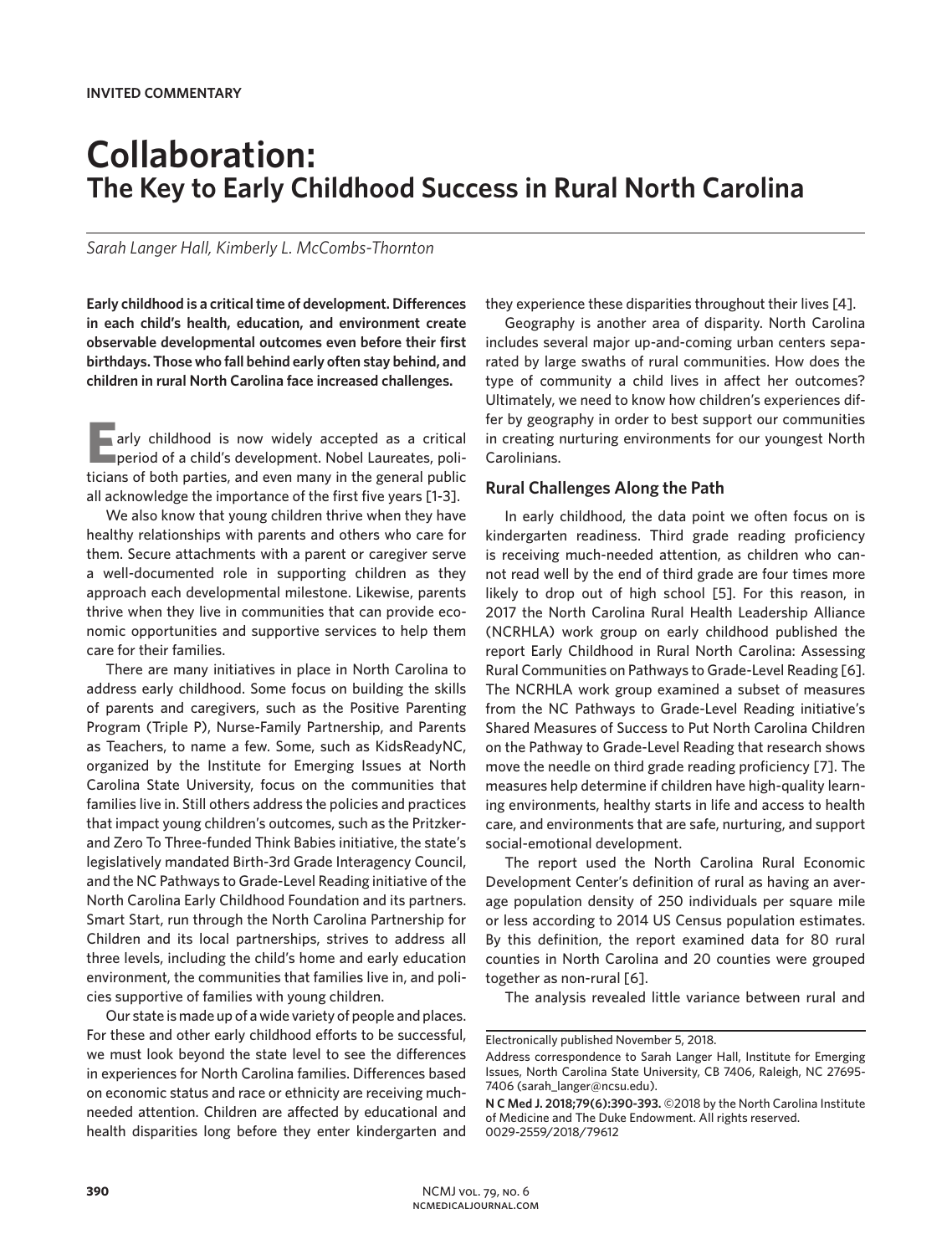**INVITED COMMENTARY**

# Collaboration:
## The Key to Early Childhood Success in Rural North Carolina

*Sarah Langer Hall, Kimberly L. McCombs-Thornton*

**Early childhood is a critical time of development. Differences in each child's health, education, and environment create observable developmental outcomes even before their first birthdays. Those who fall behind early often stay behind, and children in rural North Carolina face increased challenges.**

Early childhood is now widely accepted as a critical period of a child's development. Nobel Laureates, politicians of both parties, and even many in the general public all acknowledge the importance of the first five years [1-3].

We also know that young children thrive when they have healthy relationships with parents and others who care for them. Secure attachments with a parent or caregiver serve a well-documented role in supporting children as they approach each developmental milestone. Likewise, parents thrive when they live in communities that can provide economic opportunities and supportive services to help them care for their families.

There are many initiatives in place in North Carolina to address early childhood. Some focus on building the skills of parents and caregivers, such as the Positive Parenting Program (Triple P), Nurse-Family Partnership, and Parents as Teachers, to name a few. Some, such as KidsReadyNC, organized by the Institute for Emerging Issues at North Carolina State University, focus on the communities that families live in. Still others address the policies and practices that impact young children's outcomes, such as the Pritzker- and Zero To Three-funded Think Babies initiative, the state's legislatively mandated Birth-3rd Grade Interagency Council, and the NC Pathways to Grade-Level Reading initiative of the North Carolina Early Childhood Foundation and its partners. Smart Start, run through the North Carolina Partnership for Children and its local partnerships, strives to address all three levels, including the child's home and early education environment, the communities that families live in, and policies supportive of families with young children.

Our state is made up of a wide variety of people and places. For these and other early childhood efforts to be successful, we must look beyond the state level to see the differences in experiences for North Carolina families. Differences based on economic status and race or ethnicity are receiving much-needed attention. Children are affected by educational and health disparities long before they enter kindergarten and they experience these disparities throughout their lives [4].

Geography is another area of disparity. North Carolina includes several major up-and-coming urban centers separated by large swaths of rural communities. How does the type of community a child lives in affect her outcomes? Ultimately, we need to know how children's experiences differ by geography in order to best support our communities in creating nurturing environments for our youngest North Carolinians.

### Rural Challenges Along the Path

In early childhood, the data point we often focus on is kindergarten readiness. Third grade reading proficiency is receiving much-needed attention, as children who cannot read well by the end of third grade are four times more likely to drop out of high school [5]. For this reason, in 2017 the North Carolina Rural Health Leadership Alliance (NCRHLA) work group on early childhood published the report Early Childhood in Rural North Carolina: Assessing Rural Communities on Pathways to Grade-Level Reading [6]. The NCRHLA work group examined a subset of measures from the NC Pathways to Grade-Level Reading initiative's Shared Measures of Success to Put North Carolina Children on the Pathway to Grade-Level Reading that research shows move the needle on third grade reading proficiency [7]. The measures help determine if children have high-quality learning environments, healthy starts in life and access to health care, and environments that are safe, nurturing, and support social-emotional development.

The report used the North Carolina Rural Economic Development Center's definition of rural as having an average population density of 250 individuals per square mile or less according to 2014 US Census population estimates. By this definition, the report examined data for 80 rural counties in North Carolina and 20 counties were grouped together as non-rural [6].

The analysis revealed little variance between rural and

---

Electronically published November 5, 2018.

Address correspondence to Sarah Langer Hall, Institute for Emerging Issues, North Carolina State University, CB 7406, Raleigh, NC 27695-7406 (sarah_langer@ncsu.edu).

**N C Med J. 2018;79(6):390-393.** ©2018 by the North Carolina Institute of Medicine and The Duke Endowment. All rights reserved. 0029-2559/2018/79612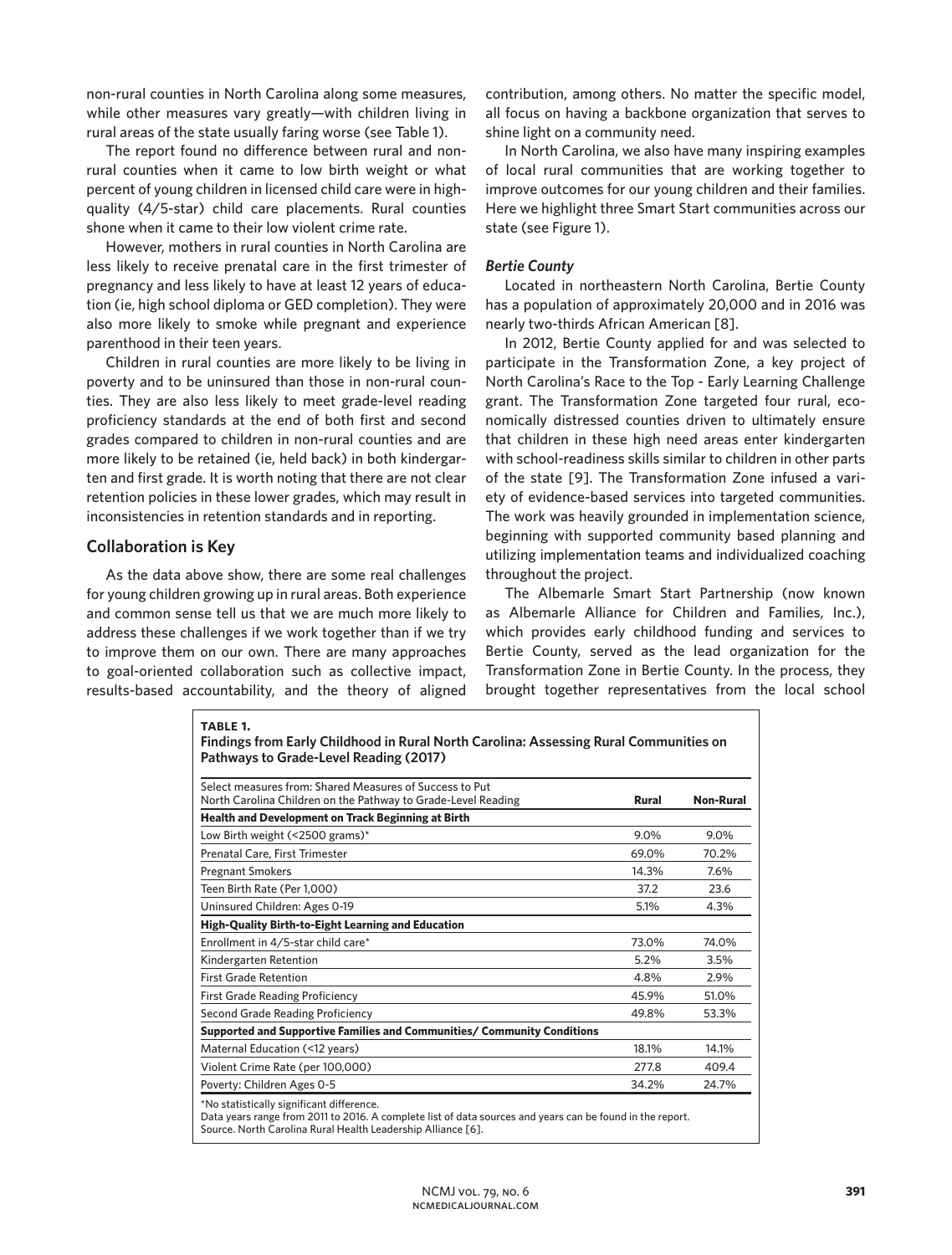non-rural counties in North Carolina along some measures, while other measures vary greatly—with children living in rural areas of the state usually faring worse (see Table 1).

The report found no difference between rural and non-rural counties when it came to low birth weight or what percent of young children in licensed child care were in high-quality (4/5-star) child care placements. Rural counties shone when it came to their low violent crime rate.

However, mothers in rural counties in North Carolina are less likely to receive prenatal care in the first trimester of pregnancy and less likely to have at least 12 years of education (ie, high school diploma or GED completion). They were also more likely to smoke while pregnant and experience parenthood in their teen years.

Children in rural counties are more likely to be living in poverty and to be uninsured than those in non-rural counties. They are also less likely to meet grade-level reading proficiency standards at the end of both first and second grades compared to children in non-rural counties and are more likely to be retained (ie, held back) in both kindergarten and first grade. It is worth noting that there are not clear retention policies in these lower grades, which may result in inconsistencies in retention standards and in reporting.

## Collaboration is Key

As the data above show, there are some real challenges for young children growing up in rural areas. Both experience and common sense tell us that we are much more likely to address these challenges if we work together than if we try to improve them on our own. There are many approaches to goal-oriented collaboration such as collective impact, results-based accountability, and the theory of aligned contribution, among others. No matter the specific model, all focus on having a backbone organization that serves to shine light on a community need.

In North Carolina, we also have many inspiring examples of local rural communities that are working together to improve outcomes for our young children and their families. Here we highlight three Smart Start communities across our state (see Figure 1).

### *Bertie County*

Located in northeastern North Carolina, Bertie County has a population of approximately 20,000 and in 2016 was nearly two-thirds African American [8].

In 2012, Bertie County applied for and was selected to participate in the Transformation Zone, a key project of North Carolina's Race to the Top - Early Learning Challenge grant. The Transformation Zone targeted four rural, economically distressed counties driven to ultimately ensure that children in these high need areas enter kindergarten with school-readiness skills similar to children in other parts of the state [9]. The Transformation Zone infused a variety of evidence-based services into targeted communities. The work was heavily grounded in implementation science, beginning with supported community based planning and utilizing implementation teams and individualized coaching throughout the project.

The Albemarle Smart Start Partnership (now known as Albemarle Alliance for Children and Families, Inc.), which provides early childhood funding and services to Bertie County, served as the lead organization for the Transformation Zone in Bertie County. In the process, they brought together representatives from the local school

**TABLE 1.**
**Findings from Early Childhood in Rural North Carolina: Assessing Rural Communities on Pathways to Grade-Level Reading (2017)**

| Select measures from: Shared Measures of Success to Put North Carolina Children on the Pathway to Grade-Level Reading | Rural | Non-Rural |
|---|---|---|
| **Health and Development on Track Beginning at Birth** | | |
| Low Birth weight (<2500 grams)* | 9.0% | 9.0% |
| Prenatal Care, First Trimester | 69.0% | 70.2% |
| Pregnant Smokers | 14.3% | 7.6% |
| Teen Birth Rate (Per 1,000) | 37.2 | 23.6 |
| Uninsured Children: Ages 0-19 | 5.1% | 4.3% |
| **High-Quality Birth-to-Eight Learning and Education** | | |
| Enrollment in 4/5-star child care* | 73.0% | 74.0% |
| Kindergarten Retention | 5.2% | 3.5% |
| First Grade Retention | 4.8% | 2.9% |
| First Grade Reading Proficiency | 45.9% | 51.0% |
| Second Grade Reading Proficiency | 49.8% | 53.3% |
| **Supported and Supportive Families and Communities/ Community Conditions** | | |
| Maternal Education (<12 years) | 18.1% | 14.1% |
| Violent Crime Rate (per 100,000) | 277.8 | 409.4 |
| Poverty: Children Ages 0-5 | 34.2% | 24.7% |

*No statistically significant difference.
Data years range from 2011 to 2016. A complete list of data sources and years can be found in the report.
Source. North Carolina Rural Health Leadership Alliance [6].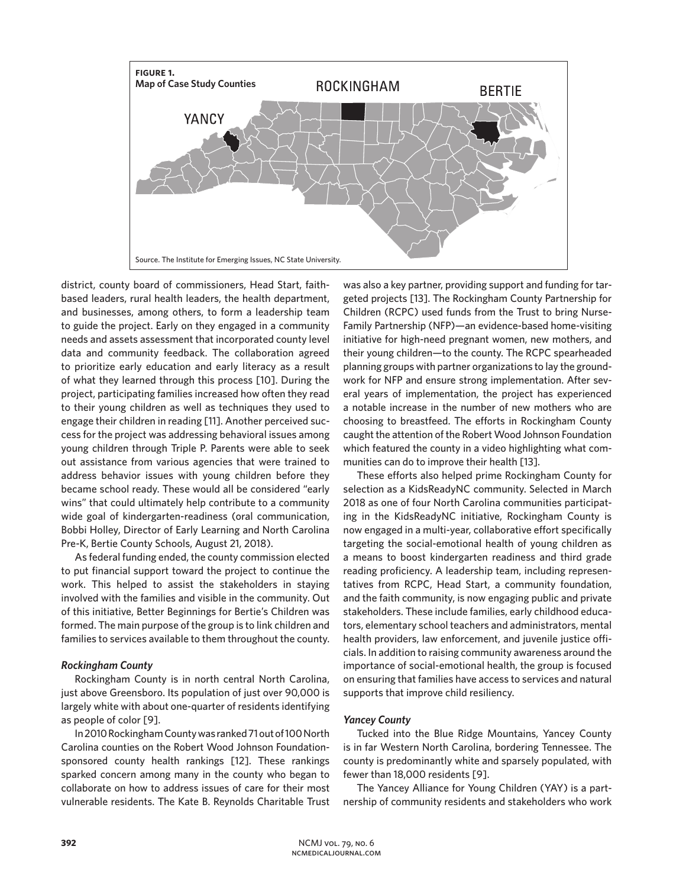**FIGURE 1.**
**Map of Case Study Counties**

ROCKINGHAM BERTIE YANCY

Source. The Institute for Emerging Issues, NC State University.

district, county board of commissioners, Head Start, faith-based leaders, rural health leaders, the health department, and businesses, among others, to form a leadership team to guide the project. Early on they engaged in a community needs and assets assessment that incorporated county level data and community feedback. The collaboration agreed to prioritize early education and early literacy as a result of what they learned through this process [10]. During the project, participating families increased how often they read to their young children as well as techniques they used to engage their children in reading [11]. Another perceived success for the project was addressing behavioral issues among young children through Triple P. Parents were able to seek out assistance from various agencies that were trained to address behavior issues with young children before they became school ready. These would all be considered "early wins" that could ultimately help contribute to a community wide goal of kindergarten-readiness (oral communication, Bobbi Holley, Director of Early Learning and North Carolina Pre-K, Bertie County Schools, August 21, 2018).

As federal funding ended, the county commission elected to put financial support toward the project to continue the work. This helped to assist the stakeholders in staying involved with the families and visible in the community. Out of this initiative, Better Beginnings for Bertie's Children was formed. The main purpose of the group is to link children and families to services available to them throughout the county.

### *Rockingham County*

Rockingham County is in north central North Carolina, just above Greensboro. Its population of just over 90,000 is largely white with about one-quarter of residents identifying as people of color [9].

In 2010 Rockingham County was ranked 71 out of 100 North Carolina counties on the Robert Wood Johnson Foundation-sponsored county health rankings [12]. These rankings sparked concern among many in the county who began to collaborate on how to address issues of care for their most vulnerable residents. The Kate B. Reynolds Charitable Trust was also a key partner, providing support and funding for targeted projects [13]. The Rockingham County Partnership for Children (RCPC) used funds from the Trust to bring Nurse-Family Partnership (NFP)—an evidence-based home-visiting initiative for high-need pregnant women, new mothers, and their young children—to the county. The RCPC spearheaded planning groups with partner organizations to lay the groundwork for NFP and ensure strong implementation. After several years of implementation, the project has experienced a notable increase in the number of new mothers who are choosing to breastfeed. The efforts in Rockingham County caught the attention of the Robert Wood Johnson Foundation which featured the county in a video highlighting what communities can do to improve their health [13].

These efforts also helped prime Rockingham County for selection as a KidsReadyNC community. Selected in March 2018 as one of four North Carolina communities participating in the KidsReadyNC initiative, Rockingham County is now engaged in a multi-year, collaborative effort specifically targeting the social-emotional health of young children as a means to boost kindergarten readiness and third grade reading proficiency. A leadership team, including representatives from RCPC, Head Start, a community foundation, and the faith community, is now engaging public and private stakeholders. These include families, early childhood educators, elementary school teachers and administrators, mental health providers, law enforcement, and juvenile justice officials. In addition to raising community awareness around the importance of social-emotional health, the group is focused on ensuring that families have access to services and natural supports that improve child resiliency.

### *Yancey County*

Tucked into the Blue Ridge Mountains, Yancey County is in far Western North Carolina, bordering Tennessee. The county is predominantly white and sparsely populated, with fewer than 18,000 residents [9].

The Yancey Alliance for Young Children (YAY) is a partnership of community residents and stakeholders who work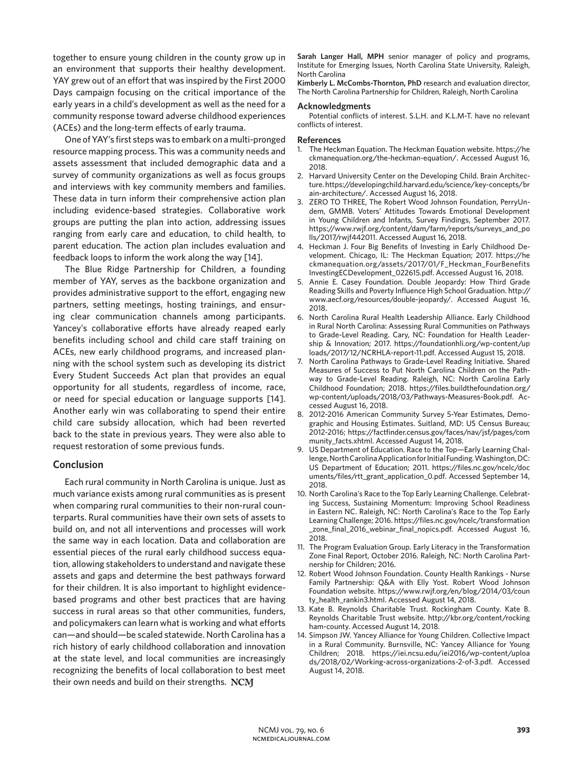together to ensure young children in the county grow up in an environment that supports their healthy development. YAY grew out of an effort that was inspired by the First 2000 Days campaign focusing on the critical importance of the early years in a child's development as well as the need for a community response toward adverse childhood experiences (ACEs) and the long-term effects of early trauma.

One of YAY's first steps was to embark on a multi-pronged resource mapping process. This was a community needs and assets assessment that included demographic data and a survey of community organizations as well as focus groups and interviews with key community members and families. These data in turn inform their comprehensive action plan including evidence-based strategies. Collaborative work groups are putting the plan into action, addressing issues ranging from early care and education, to child health, to parent education. The action plan includes evaluation and feedback loops to inform the work along the way [14].

The Blue Ridge Partnership for Children, a founding member of YAY, serves as the backbone organization and provides administrative support to the effort, engaging new partners, setting meetings, hosting trainings, and ensuring clear communication channels among participants. Yancey's collaborative efforts have already reaped early benefits including school and child care staff training on ACEs, new early childhood programs, and increased planning with the school system such as developing its district Every Student Succeeds Act plan that provides an equal opportunity for all students, regardless of income, race, or need for special education or language supports [14]. Another early win was collaborating to spend their entire child care subsidy allocation, which had been reverted back to the state in previous years. They were also able to request restoration of some previous funds.

## Conclusion

Each rural community in North Carolina is unique. Just as much variance exists among rural communities as is present when comparing rural communities to their non-rural counterparts. Rural communities have their own sets of assets to build on, and not all interventions and processes will work the same way in each location. Data and collaboration are essential pieces of the rural early childhood success equation, allowing stakeholders to understand and navigate these assets and gaps and determine the best pathways forward for their children. It is also important to highlight evidence-based programs and other best practices that are having success in rural areas so that other communities, funders, and policymakers can learn what is working and what efforts can—and should—be scaled statewide. North Carolina has a rich history of early childhood collaboration and innovation at the state level, and local communities are increasingly recognizing the benefits of local collaboration to best meet their own needs and build on their strengths. NCMJ

**Sarah Langer Hall, MPH** senior manager of policy and programs, Institute for Emerging Issues, North Carolina State University, Raleigh, North Carolina

**Kimberly L. McCombs-Thornton, PhD** research and evaluation director, The North Carolina Partnership for Children, Raleigh, North Carolina

### Acknowledgments

Potential conflicts of interest. S.L.H. and K.L.M-T. have no relevant conflicts of interest.

### References

1. The Heckman Equation. The Heckman Equation website. https://heckmanequation.org/the-heckman-equation/. Accessed August 16, 2018.
2. Harvard University Center on the Developing Child. Brain Architecture. https://developingchild.harvard.edu/science/key-concepts/brain-architecture/. Accessed August 16, 2018.
3. ZERO TO THREE, The Robert Wood Johnson Foundation, PerryUndem, GMMB. Voters' Attitudes Towards Emotional Development in Young Children and Infants, Survey Findings, September 2017. https://www.rwjf.org/content/dam/farm/reports/surveys_and_polls/2017/rwjf442011. Accessed August 16, 2018.
4. Heckman J. Four Big Benefits of Investing in Early Childhood Development. Chicago, IL: The Heckman Equation; 2017. https://heckmanequation.org/assets/2017/01/F_Heckman_FourBenefitsInvestingECDevelopment_022615.pdf. Accessed August 16, 2018.
5. Annie E. Casey Foundation. Double Jeopardy: How Third Grade Reading Skills and Poverty Influence High School Graduation. http://www.aecf.org/resources/double-jeopardy/. Accessed August 16, 2018.
6. North Carolina Rural Health Leadership Alliance. Early Childhood in Rural North Carolina: Assessing Rural Communities on Pathways to Grade-Level Reading. Cary, NC: Foundation for Health Leadership & Innovation; 2017. https://foundationhli.org/wp-content/uploads/2017/12/NCRHLA-report-11.pdf. Accessed August 15, 2018.
7. North Carolina Pathways to Grade-Level Reading Initiative. Shared Measures of Success to Put North Carolina Children on the Pathway to Grade-Level Reading. Raleigh, NC: North Carolina Early Childhood Foundation; 2018. https://files.buildthefoundation.org/wp-content/uploads/2018/03/Pathways-Measures-Book.pdf. Accessed August 16, 2018.
8. 2012-2016 American Community Survey 5-Year Estimates, Demographic and Housing Estimates. Suitland, MD: US Census Bureau; 2012-2016; https://factfinder.census.gov/faces/nav/jsf/pages/community_facts.xhtml. Accessed August 14, 2018.
9. US Department of Education. Race to the Top—Early Learning Challenge, North Carolina Application for Initial Funding. Washington, DC: US Department of Education; 2011. https://files.nc.gov/ncelc/documents/files/rtt_grant_application_0.pdf. Accessed September 14, 2018.
10. North Carolina's Race to the Top Early Learning Challenge. Celebrating Success, Sustaining Momentum: Improving School Readiness in Eastern NC. Raleigh, NC: North Carolina's Race to the Top Early Learning Challenge; 2016. https://files.nc.gov/ncelc/transformation_zone_final_2016_webinar_final_nopics.pdf. Accessed August 16, 2018.
11. The Program Evaluation Group. Early Literacy in the Transformation Zone Final Report, October 2016. Raleigh, NC: North Carolina Partnership for Children; 2016.
12. Robert Wood Johnson Foundation. County Health Rankings - Nurse Family Partnership: Q&A with Elly Yost. Robert Wood Johnson Foundation website. https://www.rwjf.org/en/blog/2014/03/county_health_rankin3.html. Accessed August 14, 2018.
13. Kate B. Reynolds Charitable Trust. Rockingham County. Kate B. Reynolds Charitable Trust website. http://kbr.org/content/rockingham-county. Accessed August 14, 2018.
14. Simpson JW. Yancey Alliance for Young Children. Collective Impact in a Rural Community. Burnsville, NC: Yancey Alliance for Young Children; 2018. https://iei.ncsu.edu/iei2016/wp-content/uploads/2018/02/Working-across-organizations-2-of-3.pdf. Accessed August 14, 2018.